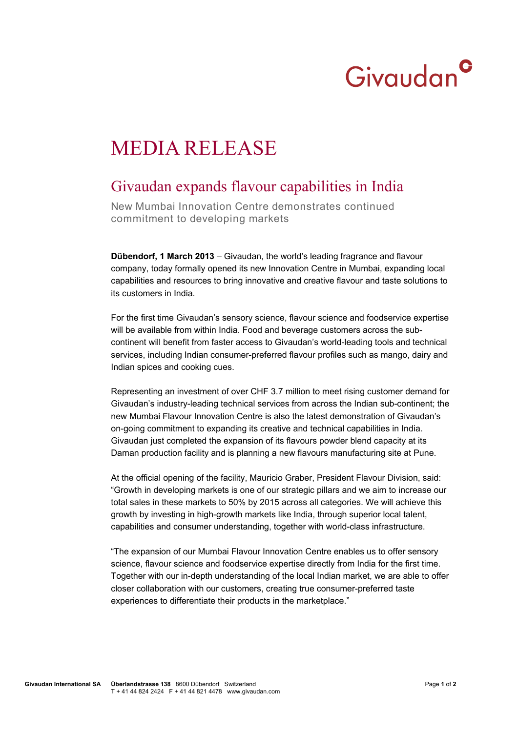Givaudan

# MEDIA RELEASE

## Givaudan expands flavour capabilities in India

New Mumbai Innovation Centre demonstrates continued commitment to developing markets

**Dübendorf, 1 March 2013** – Givaudan, the world's leading fragrance and flavour company, today formally opened its new Innovation Centre in Mumbai, expanding local capabilities and resources to bring innovative and creative flavour and taste solutions to its customers in India.

For the first time Givaudan's sensory science, flavour science and foodservice expertise will be available from within India. Food and beverage customers across the sub-continent will benefit from faster access to Givaudan's world-leading tools and technical services, including Indian consumer-preferred flavour profiles such as mango, dairy and Indian spices and cooking cues.

Representing an investment of over CHF 3.7 million to meet rising customer demand for Givaudan's industry-leading technical services from across the Indian sub-continent; the new Mumbai Flavour Innovation Centre is also the latest demonstration of Givaudan's on-going commitment to expanding its creative and technical capabilities in India. Givaudan just completed the expansion of its flavours powder blend capacity at its Daman production facility and is planning a new flavours manufacturing site at Pune.

At the official opening of the facility, Mauricio Graber, President Flavour Division, said: "Growth in developing markets is one of our strategic pillars and we aim to increase our total sales in these markets to 50% by 2015 across all categories. We will achieve this growth by investing in high-growth markets like India, through superior local talent, capabilities and consumer understanding, together with world-class infrastructure.

"The expansion of our Mumbai Flavour Innovation Centre enables us to offer sensory science, flavour science and foodservice expertise directly from India for the first time. Together with our in-depth understanding of the local Indian market, we are able to offer closer collaboration with our customers, creating true consumer-preferred taste experiences to differentiate their products in the marketplace."

**Givaudan International SA** **Überlandstrasse 138** 8600 Dübendorf Switzerland
T + 41 44 824 2424 F + 41 44 821 4478 www.givaudan.com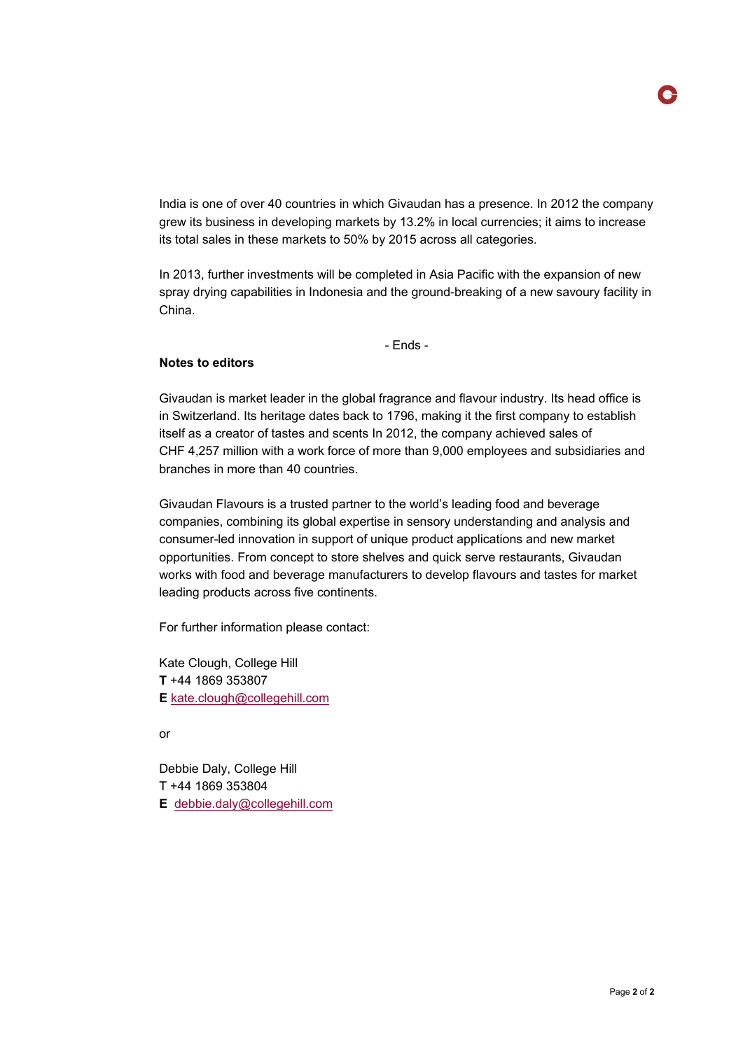India is one of over 40 countries in which Givaudan has a presence. In 2012 the company grew its business in developing markets by 13.2% in local currencies; it aims to increase its total sales in these markets to 50% by 2015 across all categories.

In 2013, further investments will be completed in Asia Pacific with the expansion of new spray drying capabilities in Indonesia and the ground-breaking of a new savoury facility in China.

- Ends -

**Notes to editors**

Givaudan is market leader in the global fragrance and flavour industry. Its head office is in Switzerland. Its heritage dates back to 1796, making it the first company to establish itself as a creator of tastes and scents In 2012, the company achieved sales of CHF 4,257 million with a work force of more than 9,000 employees and subsidiaries and branches in more than 40 countries.

Givaudan Flavours is a trusted partner to the world's leading food and beverage companies, combining its global expertise in sensory understanding and analysis and consumer-led innovation in support of unique product applications and new market opportunities. From concept to store shelves and quick serve restaurants, Givaudan works with food and beverage manufacturers to develop flavours and tastes for market leading products across five continents.

For further information please contact:

Kate Clough, College Hill
**T** +44 1869 353807
**E** kate.clough@collegehill.com

or

Debbie Daly, College Hill
T +44 1869 353804
**E** debbie.daly@collegehill.com